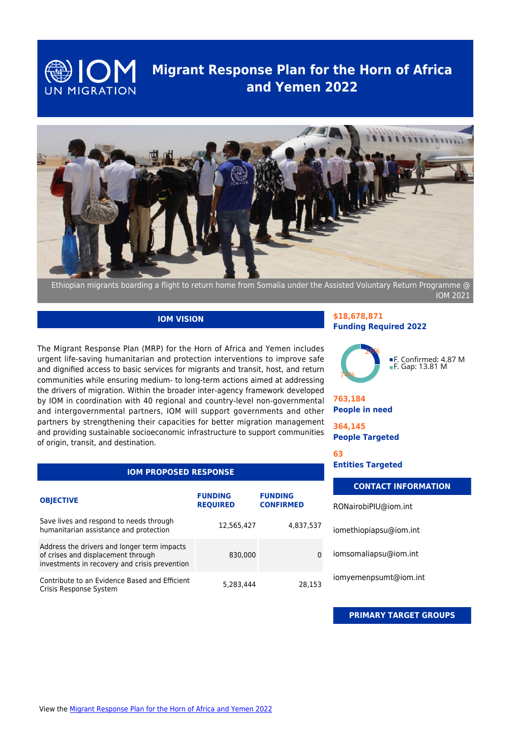# Migrant Response Plan for the Horn of Africa and Yemen 2022

Ethiopian migrants boarding a flight to return home from Somalia under the Assisted Voluntary Return Programme @ IOM 2021

## IOM VISION

The Migrant Response Plan (MRP) for the Horn of Africa and Yemen includes urgent life-saving humanitarian and protection interventions to improve safe and dignified access to basic services for migrants and transit, host, and return communities while ensuring medium- to long-term actions aimed at addressing the drivers of migration. Within the broader inter-agency framework developed by IOM in coordination with 40 regional and country-level non-governmental and intergovernmental partners, IOM will support governments and other partners by strengthening their capacities for better migration management and providing sustainable socioeconomic infrastructure to support communities of origin, transit, and destination.

## IOM PROPOSED RESPONSE

| OBJECTIVE | FUNDING REQUIRED | FUNDING CONFIRMED |
|---|---|---|
| Save lives and respond to needs through humanitarian assistance and protection | 12,565,427 | 4,837,537 |
| Address the drivers and longer term impacts of crises and displacement through investments in recovery and crisis prevention | 830,000 | 0 |
| Contribute to an Evidence Based and Efficient Crisis Response System | 5,283,444 | 28,153 |

**$18,678,871**
**Funding Required 2022**

- F. Confirmed: 4.87 M (26%)
- F. Gap: 13.81 M (74%)

**763,184**
**People in need**

**364,145**
**People Targeted**

**63**
**Entities Targeted**

## CONTACT INFORMATION

RONairobiPIU@iom.int

iomethiopiapsu@iom.int

iomsomaliapsu@iom.int

iomyemenpsumt@iom.int

## PRIMARY TARGET GROUPS

View the [Migrant Response Plan for the Horn of Africa and Yemen 2022]()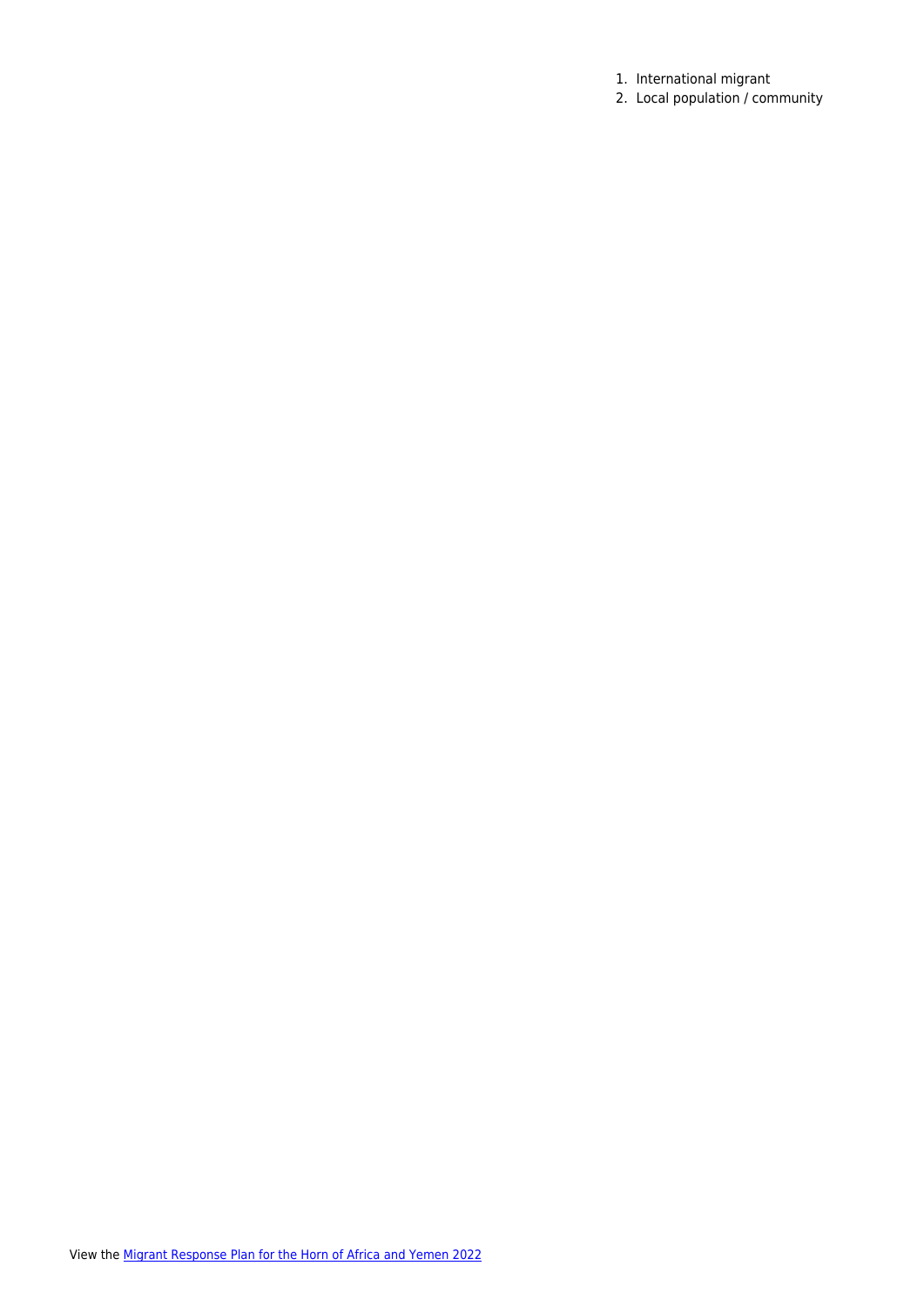1. International migrant
2. Local population / community

View the [Migrant Response Plan for the Horn of Africa and Yemen 2022]()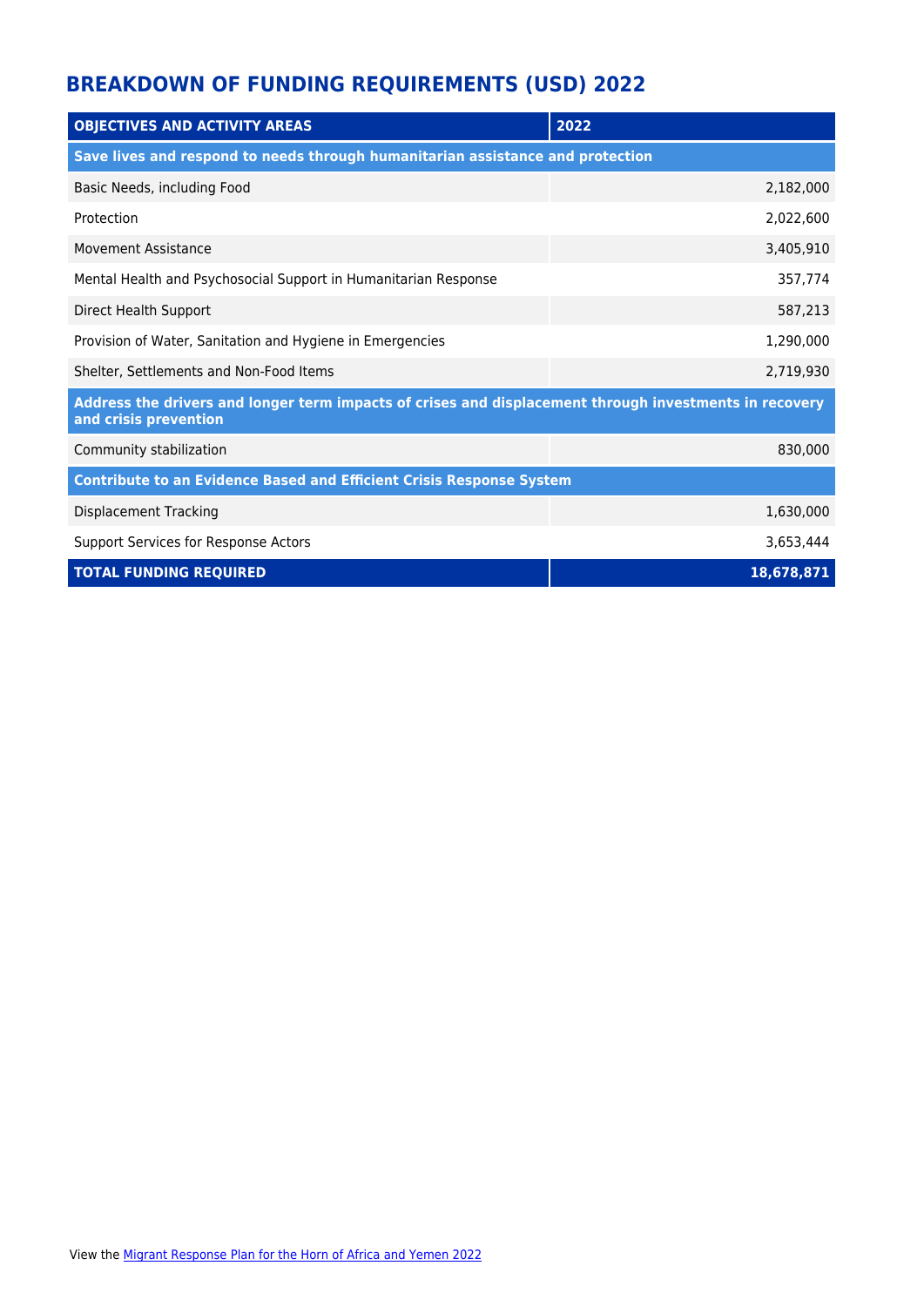## BREAKDOWN OF FUNDING REQUIREMENTS (USD) 2022

| OBJECTIVES AND ACTIVITY AREAS | 2022 |
| --- | --- |
| **Save lives and respond to needs through humanitarian assistance and protection** | |
| Basic Needs, including Food | 2,182,000 |
| Protection | 2,022,600 |
| Movement Assistance | 3,405,910 |
| Mental Health and Psychosocial Support in Humanitarian Response | 357,774 |
| Direct Health Support | 587,213 |
| Provision of Water, Sanitation and Hygiene in Emergencies | 1,290,000 |
| Shelter, Settlements and Non-Food Items | 2,719,930 |
| **Address the drivers and longer term impacts of crises and displacement through investments in recovery and crisis prevention** | |
| Community stabilization | 830,000 |
| **Contribute to an Evidence Based and Efficient Crisis Response System** | |
| Displacement Tracking | 1,630,000 |
| Support Services for Response Actors | 3,653,444 |
| **TOTAL FUNDING REQUIRED** | **18,678,871** |

View the [Migrant Response Plan for the Horn of Africa and Yemen 2022]